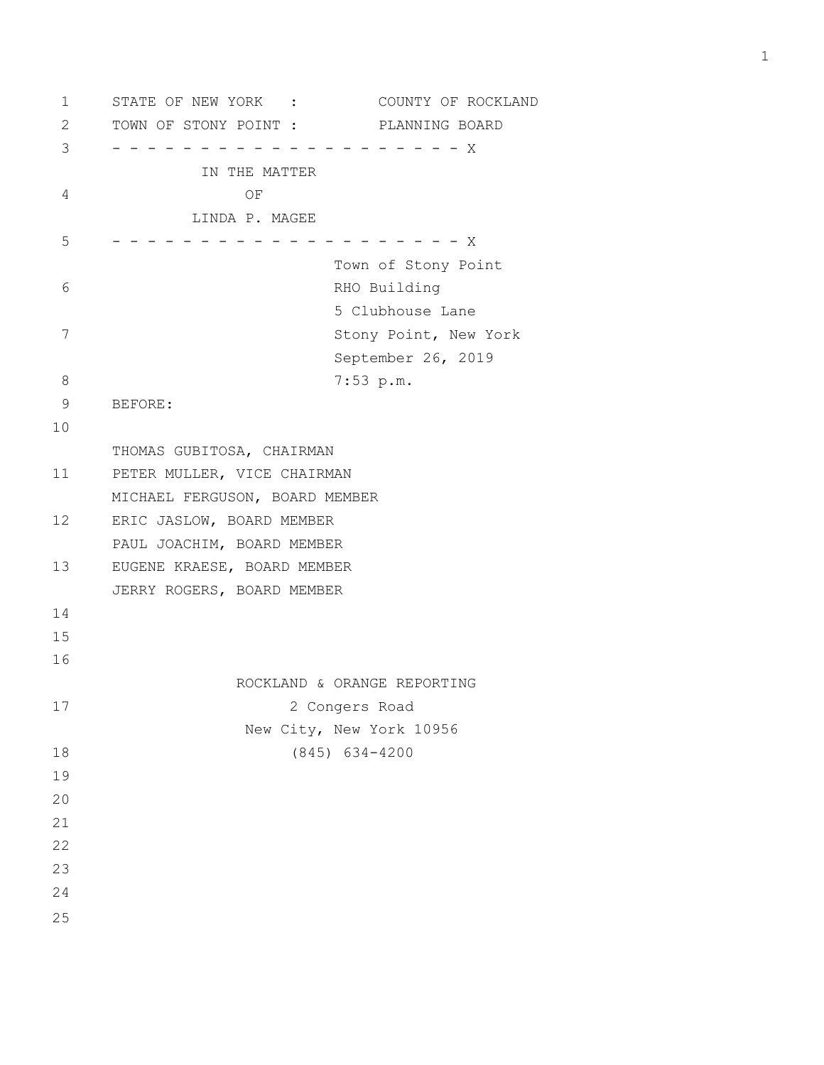STATE OF NEW YORK : COUNTY OF ROCKLAND

TOWN OF STONY POINT : PLANNING BOARD

- - - - - - - - - - - - - - - - - - - - - X

IN THE MATTER

OF

LINDA P. MAGEE

- - - - - - - - - - - - - - - - - - - - - X

Town of Stony Point
RHO Building
5 Clubhouse Lane
Stony Point, New York
September 26, 2019
7:53 p.m.

BEFORE:

THOMAS GUBITOSA, CHAIRMAN
PETER MULLER, VICE CHAIRMAN
MICHAEL FERGUSON, BOARD MEMBER
ERIC JASLOW, BOARD MEMBER
PAUL JOACHIM, BOARD MEMBER
EUGENE KRAESE, BOARD MEMBER
JERRY ROGERS, BOARD MEMBER

ROCKLAND & ORANGE REPORTING
2 Congers Road
New City, New York 10956
(845) 634-4200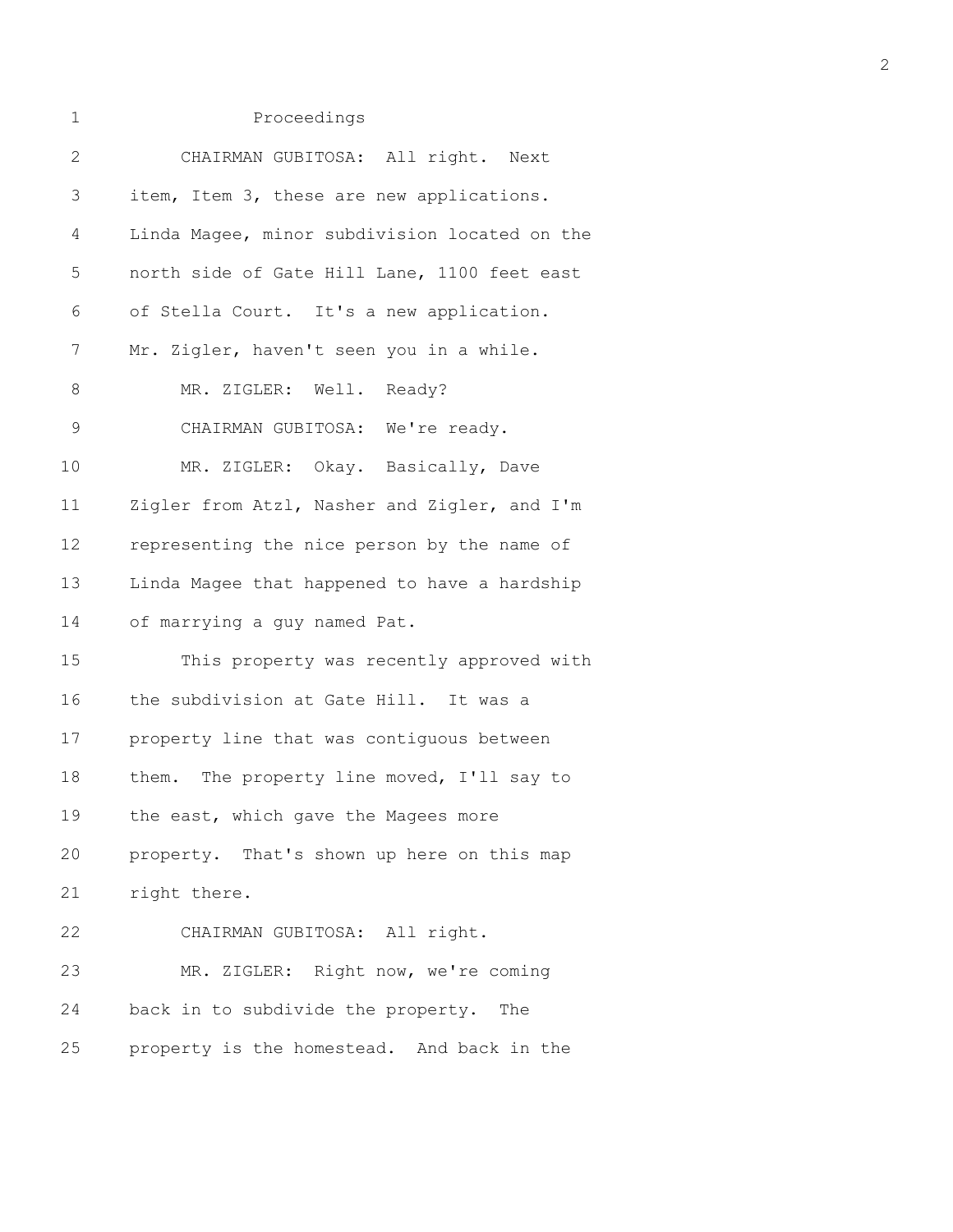Proceedings

CHAIRMAN GUBITOSA: All right. Next item, Item 3, these are new applications. Linda Magee, minor subdivision located on the north side of Gate Hill Lane, 1100 feet east of Stella Court. It's a new application. Mr. Zigler, haven't seen you in a while.

MR. ZIGLER: Well. Ready?

CHAIRMAN GUBITOSA: We're ready.

MR. ZIGLER: Okay. Basically, Dave Zigler from Atzl, Nasher and Zigler, and I'm representing the nice person by the name of Linda Magee that happened to have a hardship of marrying a guy named Pat.

This property was recently approved with the subdivision at Gate Hill. It was a property line that was contiguous between them. The property line moved, I'll say to the east, which gave the Magees more property. That's shown up here on this map right there.

CHAIRMAN GUBITOSA: All right.

MR. ZIGLER: Right now, we're coming back in to subdivide the property. The property is the homestead. And back in the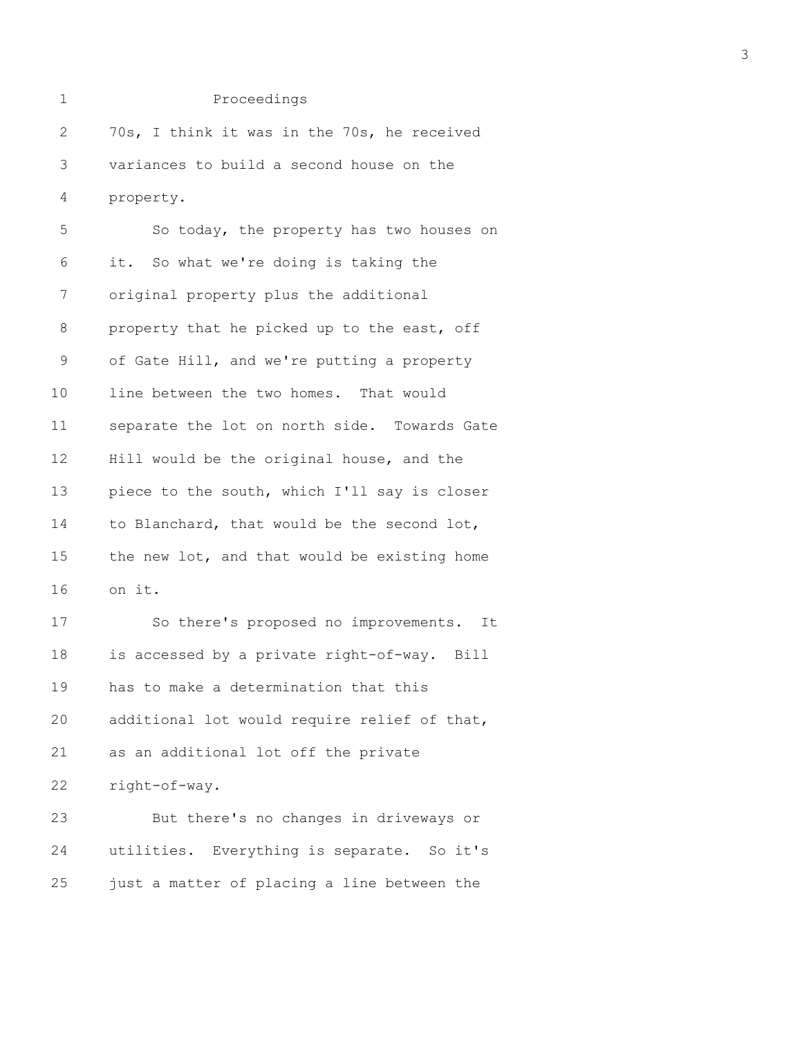Proceedings

70s, I think it was in the 70s, he received variances to build a second house on the property.

So today, the property has two houses on it. So what we're doing is taking the original property plus the additional property that he picked up to the east, off of Gate Hill, and we're putting a property line between the two homes. That would separate the lot on north side. Towards Gate Hill would be the original house, and the piece to the south, which I'll say is closer to Blanchard, that would be the second lot, the new lot, and that would be existing home on it.

So there's proposed no improvements. It is accessed by a private right-of-way. Bill has to make a determination that this additional lot would require relief of that, as an additional lot off the private right-of-way.

But there's no changes in driveways or utilities. Everything is separate. So it's just a matter of placing a line between the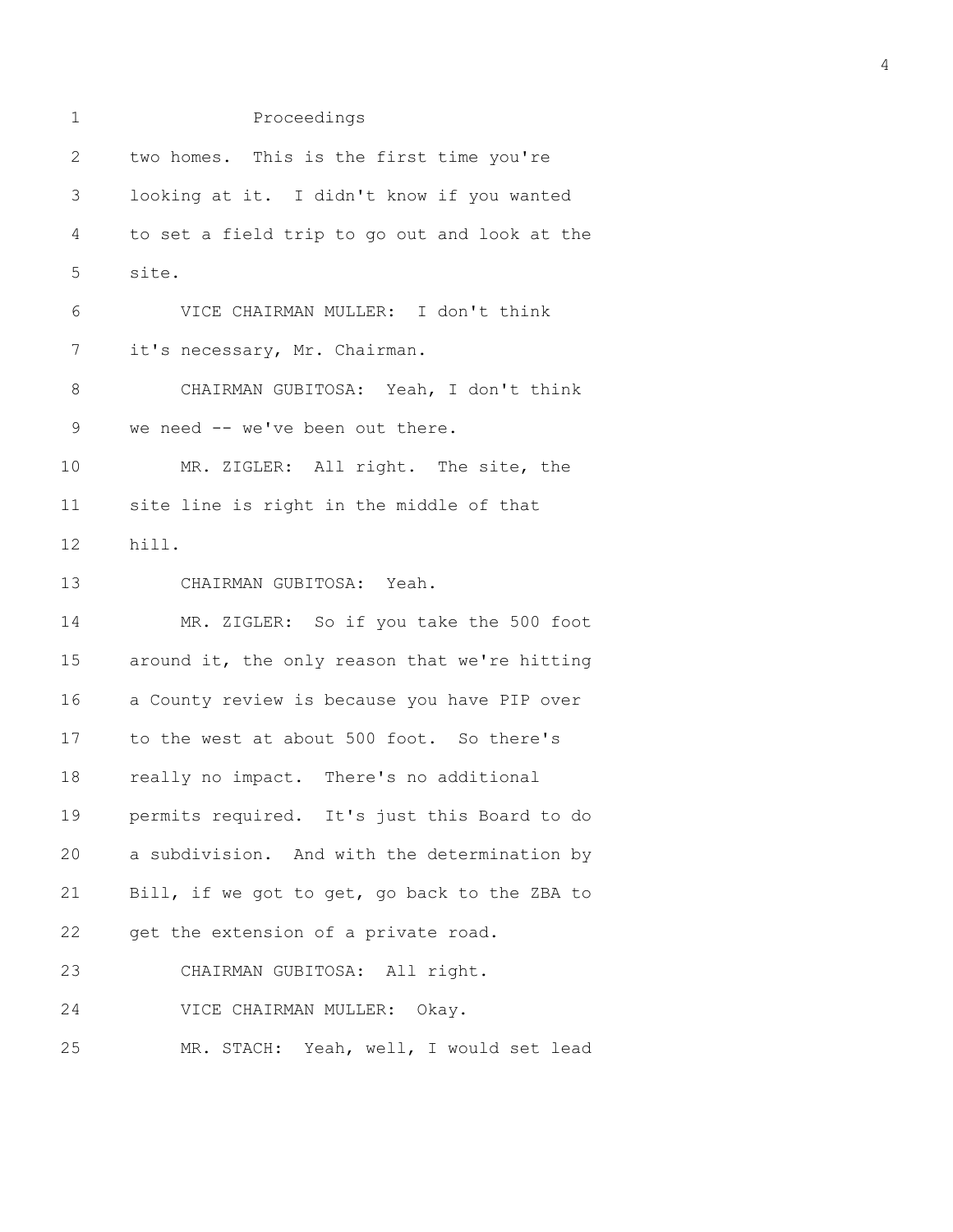Proceedings

two homes. This is the first time you're looking at it. I didn't know if you wanted to set a field trip to go out and look at the site.

VICE CHAIRMAN MULLER: I don't think it's necessary, Mr. Chairman.

CHAIRMAN GUBITOSA: Yeah, I don't think we need -- we've been out there.

MR. ZIGLER: All right. The site, the site line is right in the middle of that hill.

CHAIRMAN GUBITOSA: Yeah.

MR. ZIGLER: So if you take the 500 foot around it, the only reason that we're hitting a County review is because you have PIP over to the west at about 500 foot. So there's really no impact. There's no additional permits required. It's just this Board to do a subdivision. And with the determination by Bill, if we got to get, go back to the ZBA to get the extension of a private road.

CHAIRMAN GUBITOSA: All right.

VICE CHAIRMAN MULLER: Okay.

MR. STACH: Yeah, well, I would set lead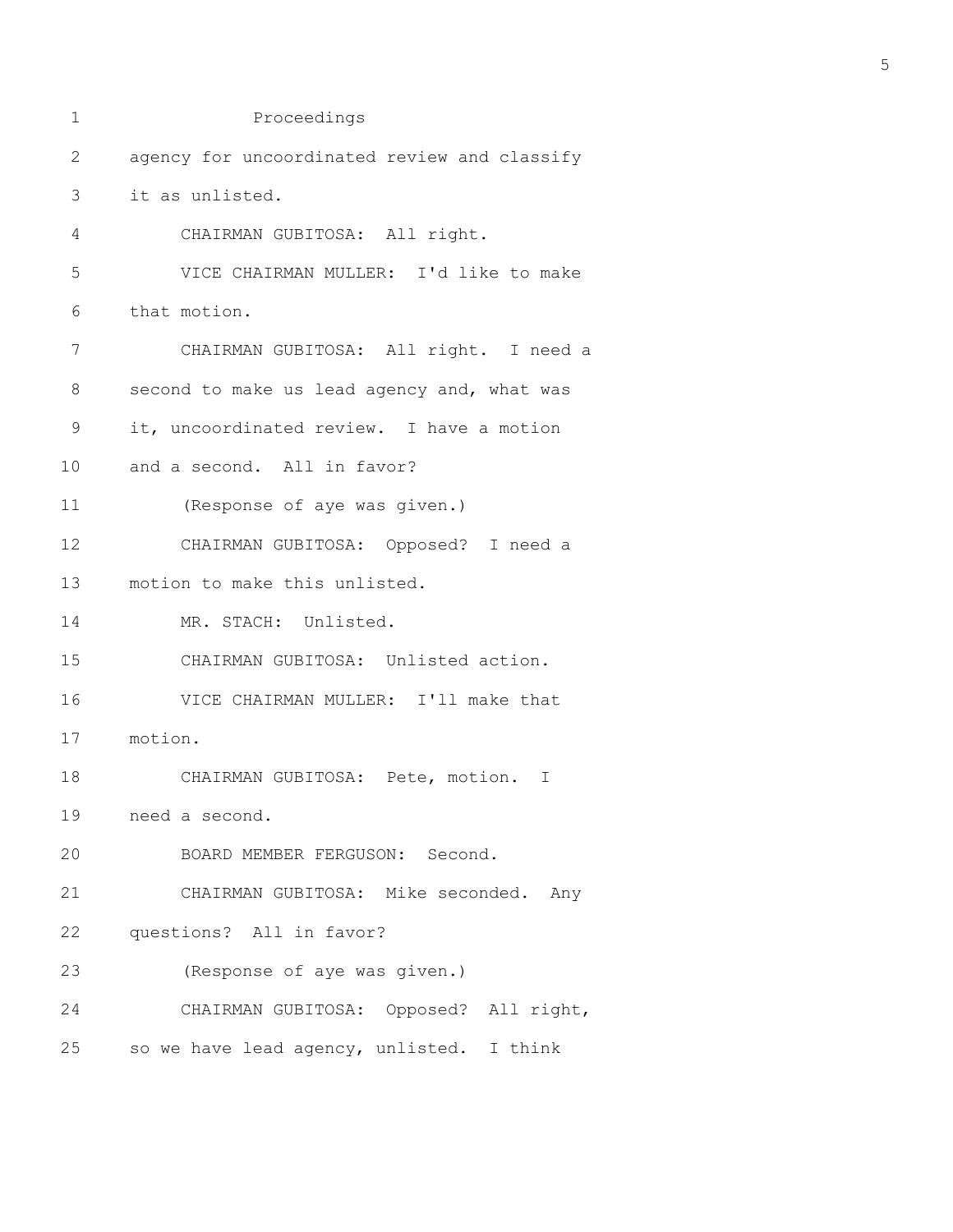Proceedings

agency for uncoordinated review and classify it as unlisted.

CHAIRMAN GUBITOSA: All right.

VICE CHAIRMAN MULLER: I'd like to make that motion.

CHAIRMAN GUBITOSA: All right. I need a second to make us lead agency and, what was it, uncoordinated review. I have a motion and a second. All in favor?

(Response of aye was given.)

CHAIRMAN GUBITOSA: Opposed? I need a motion to make this unlisted.

MR. STACH: Unlisted.

CHAIRMAN GUBITOSA: Unlisted action.

VICE CHAIRMAN MULLER: I'll make that motion.

CHAIRMAN GUBITOSA: Pete, motion. I need a second.

BOARD MEMBER FERGUSON: Second.

CHAIRMAN GUBITOSA: Mike seconded. Any questions? All in favor?

(Response of aye was given.)

CHAIRMAN GUBITOSA: Opposed? All right, so we have lead agency, unlisted. I think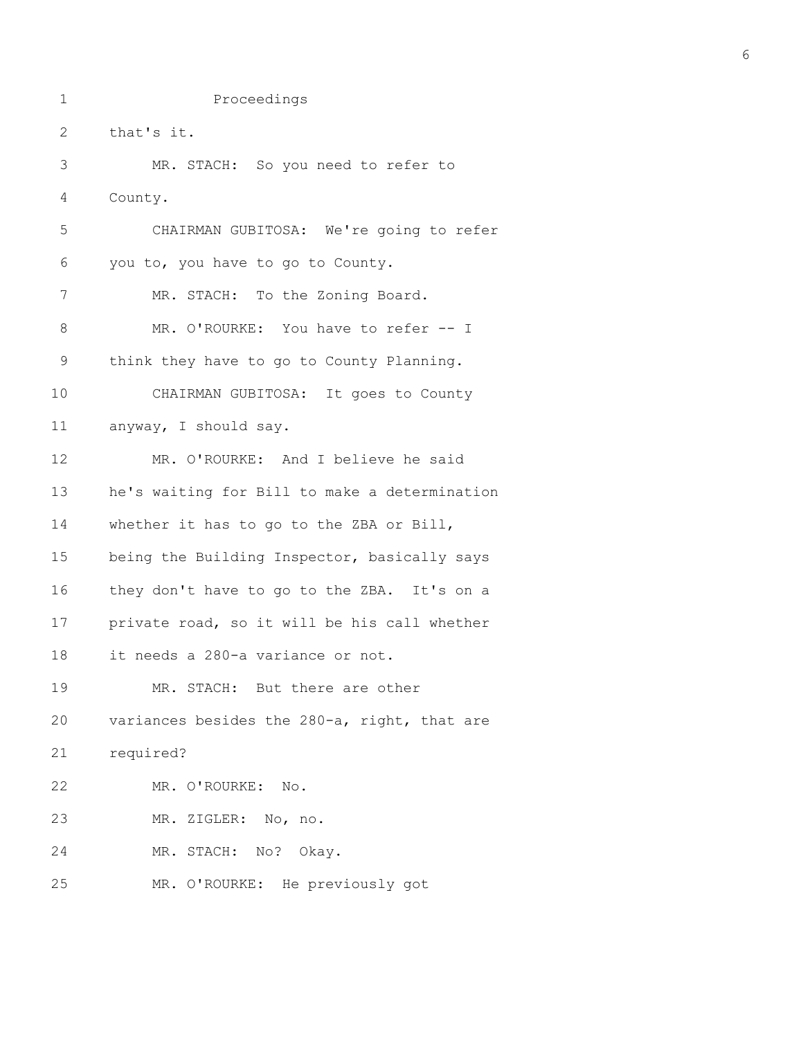Proceedings

that's it.

MR. STACH: So you need to refer to County.

CHAIRMAN GUBITOSA: We're going to refer you to, you have to go to County.

MR. STACH: To the Zoning Board.

MR. O'ROURKE: You have to refer -- I think they have to go to County Planning.

CHAIRMAN GUBITOSA: It goes to County anyway, I should say.

MR. O'ROURKE: And I believe he said he's waiting for Bill to make a determination whether it has to go to the ZBA or Bill, being the Building Inspector, basically says they don't have to go to the ZBA. It's on a private road, so it will be his call whether it needs a 280-a variance or not.

MR. STACH: But there are other variances besides the 280-a, right, that are required?

MR. O'ROURKE: No.

MR. ZIGLER: No, no.

MR. STACH: No? Okay.

MR. O'ROURKE: He previously got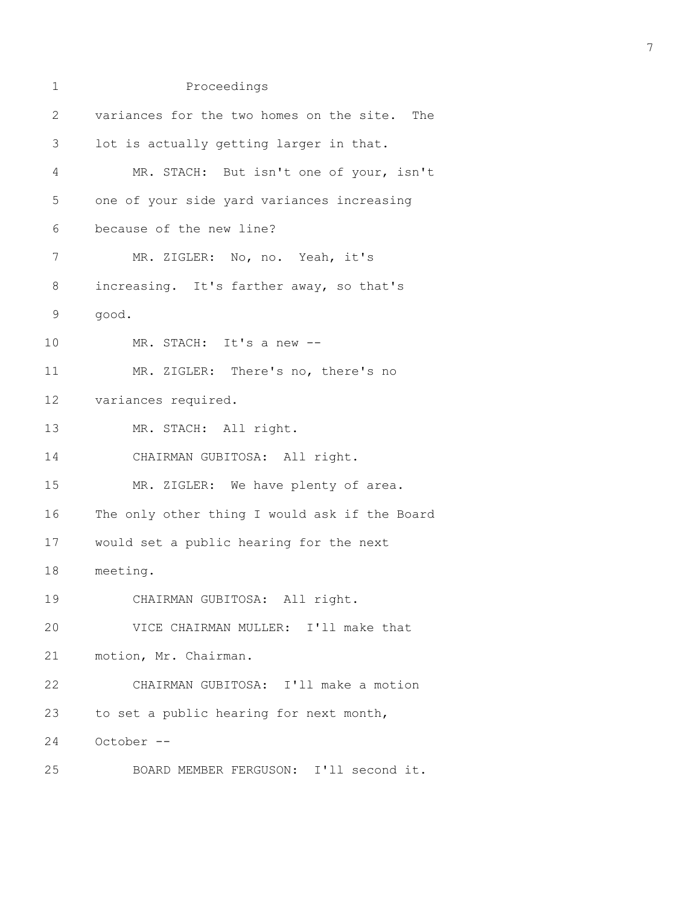Proceedings

variances for the two homes on the site. The lot is actually getting larger in that.

MR. STACH: But isn't one of your, isn't one of your side yard variances increasing because of the new line?

MR. ZIGLER: No, no. Yeah, it's increasing. It's farther away, so that's good.

MR. STACH: It's a new --

MR. ZIGLER: There's no, there's no variances required.

MR. STACH: All right.

CHAIRMAN GUBITOSA: All right.

MR. ZIGLER: We have plenty of area. The only other thing I would ask if the Board would set a public hearing for the next meeting.

CHAIRMAN GUBITOSA: All right.

VICE CHAIRMAN MULLER: I'll make that motion, Mr. Chairman.

CHAIRMAN GUBITOSA: I'll make a motion to set a public hearing for next month, October --

BOARD MEMBER FERGUSON: I'll second it.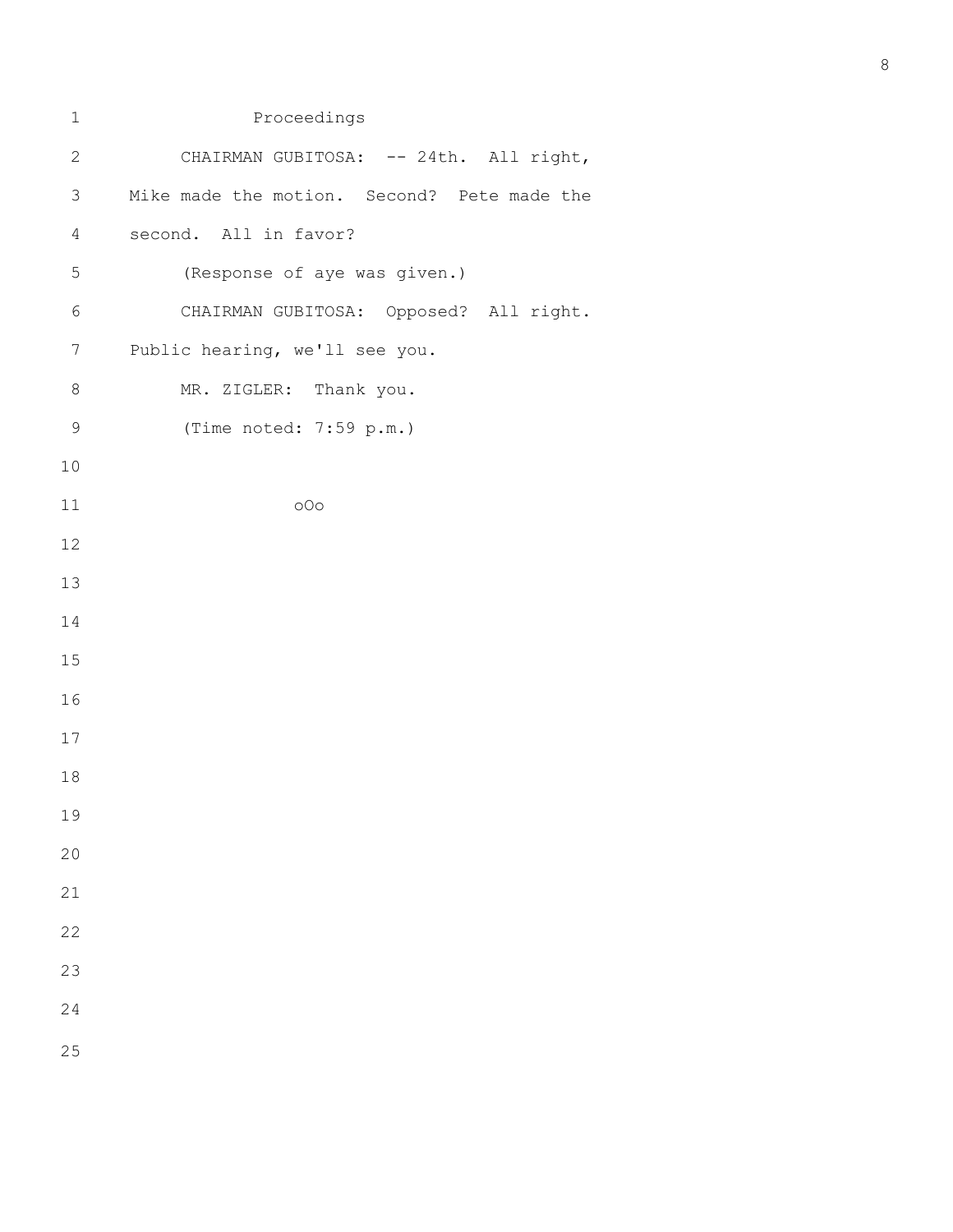Proceedings

CHAIRMAN GUBITOSA: -- 24th. All right, Mike made the motion. Second? Pete made the second. All in favor?

(Response of aye was given.)

CHAIRMAN GUBITOSA: Opposed? All right. Public hearing, we'll see you.

MR. ZIGLER: Thank you.

(Time noted: 7:59 p.m.)

oOo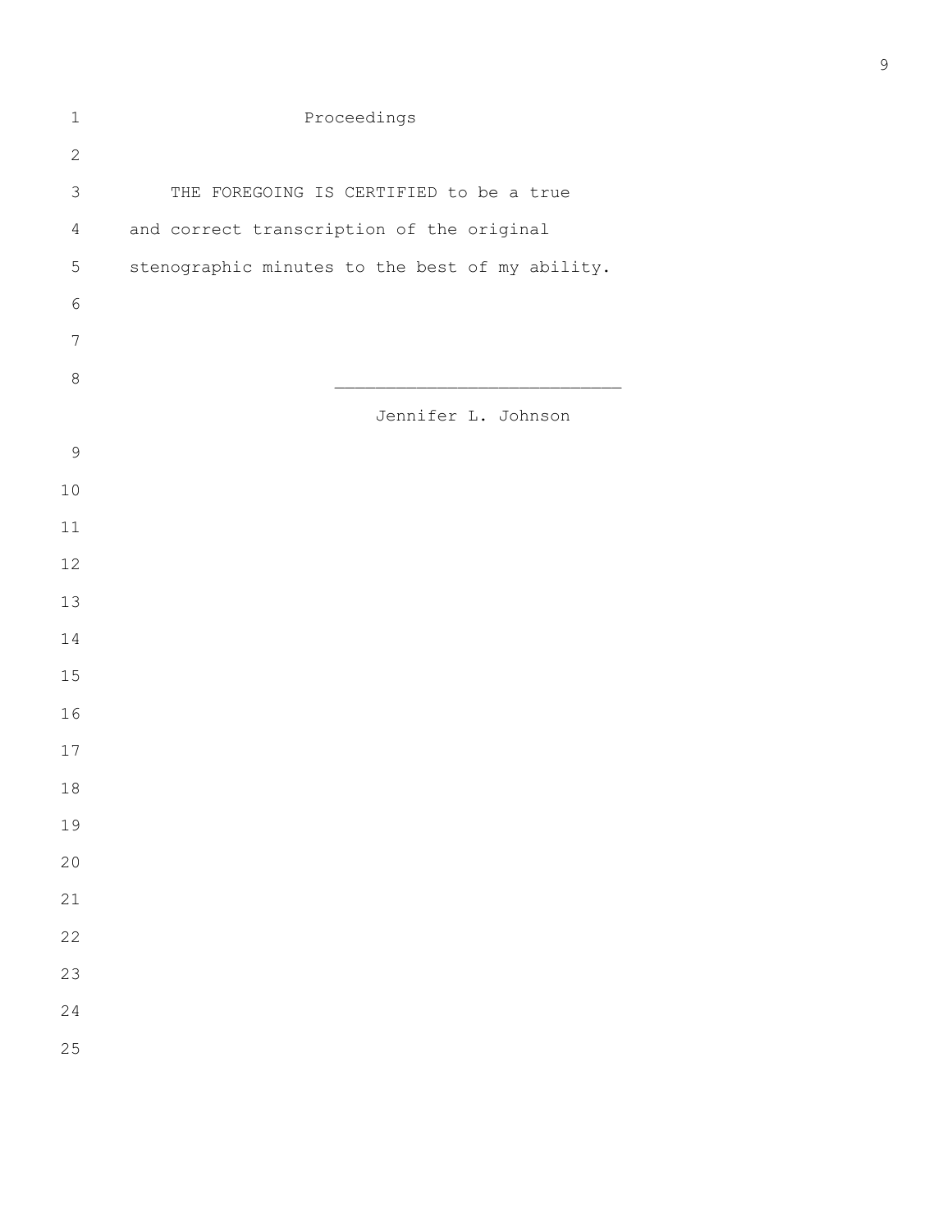Proceedings

THE FOREGOING IS CERTIFIED to be a true and correct transcription of the original stenographic minutes to the best of my ability.

\_\_\_\_\_\_\_\_\_\_\_\_\_\_\_\_\_\_\_\_\_\_\_\_\_\_\_\_

Jennifer L. Johnson